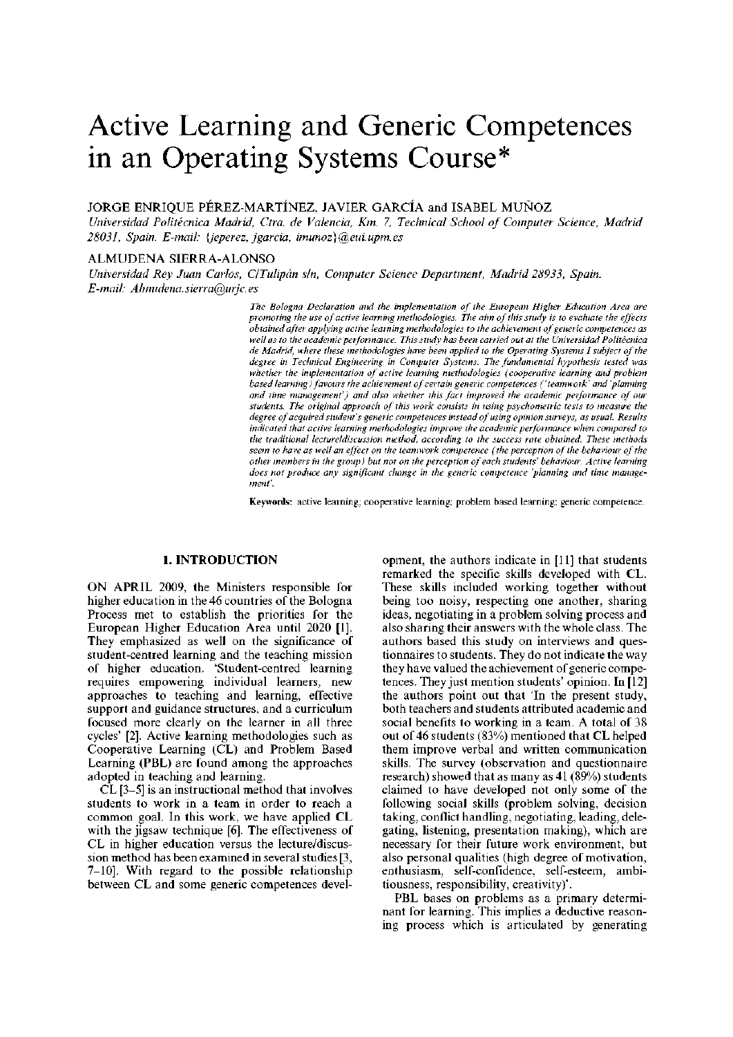# Active Learning and Generic Competences in an Operating Systems Course*

JORGE ENRIQUE PÉREZ-MARTÍNEZ, JAVIER GARCÍA and ISABEL MUÑOZ

*Universidad Politécnica Madrid, Ctra. de Valencia, Km. 7, Technical School of Computer Science, Madrid 28031, Spain. E-mail: {jeperez, jgarcia, imunoz}@eui.upm.es*

ALMUDENA SIERRA-ALONSO

*Universidad Rey Juan Carlos, C/Tulipán s/n, Computer Science Department, Madrid 28933, Spain. E-mail: Almudena.sierra@urjc.es*

*The Bologna Declaration and the implementation of the European Higher Education Area are promoting the use of active learning methodologies. The aim of this study is to evaluate the effects obtained after applying active learning methodologies to the achievement of generic competences as well as to the academic performance. This study has been carried out at the Universidad Politécnica de Madrid, where these methodologies have been applied to the Operating Systems I subject of the degree in Technical Engineering in Computer Systems. The fundamental hypothesis tested was whether the implementation of active learning methodologies (cooperative learning and problem based learning) favours the achievement of certain generic competences ('teamwork' and 'planning and time management') and also whether this fact improved the academic performance of our students. The original approach of this work consists in using psychometric tests to measure the degree of acquired student's generic competences instead of using opinion surveys, as usual. Results indicated that active learning methodologies improve the academic performance when compared to the traditional lecture/discussion method, according to the success rate obtained. These methods seem to have as well an effect on the teamwork competence (the perception of the behaviour of the other members in the group) but not on the perception of each students' behaviour. Active learning does not produce any significant change in the generic competence 'planning and time management'.*

**Keywords:** active learning; cooperative learning; problem based learning; generic competence.

## 1. INTRODUCTION

ON APRIL 2009, the Ministers responsible for higher education in the 46 countries of the Bologna Process met to establish the priorities for the European Higher Education Area until 2020 [1]. They emphasized as well on the significance of student-centred learning and the teaching mission of higher education. 'Student-centred learning requires empowering individual learners, new approaches to teaching and learning, effective support and guidance structures, and a curriculum focused more clearly on the learner in all three cycles' [2]. Active learning methodologies such as Cooperative Learning (CL) and Problem Based Learning (PBL) are found among the approaches adopted in teaching and learning.

CL [3–5] is an instructional method that involves students to work in a team in order to reach a common goal. In this work, we have applied CL with the jigsaw technique [6]. The effectiveness of CL in higher education versus the lecture/discussion method has been examined in several studies [3, 7–10]. With regard to the possible relationship between CL and some generic competences development, the authors indicate in [11] that students remarked the specific skills developed with CL. These skills included working together without being too noisy, respecting one another, sharing ideas, negotiating in a problem solving process and also sharing their answers with the whole class. The authors based this study on interviews and questionnaires to students. They do not indicate the way they have valued the achievement of generic competences. They just mention students' opinion. In [12] the authors point out that 'In the present study, both teachers and students attributed academic and social benefits to working in a team. A total of 38 out of 46 students (83%) mentioned that CL helped them improve verbal and written communication skills. The survey (observation and questionnaire research) showed that as many as 41 (89%) students claimed to have developed not only some of the following social skills (problem solving, decision taking, conflict handling, negotiating, leading, delegating, listening, presentation making), which are necessary for their future work environment, but also personal qualities (high degree of motivation, enthusiasm, self-confidence, self-esteem, ambitiousness, responsibility, creativity)'.

PBL bases on problems as a primary determinant for learning. This implies a deductive reasoning process which is articulated by generating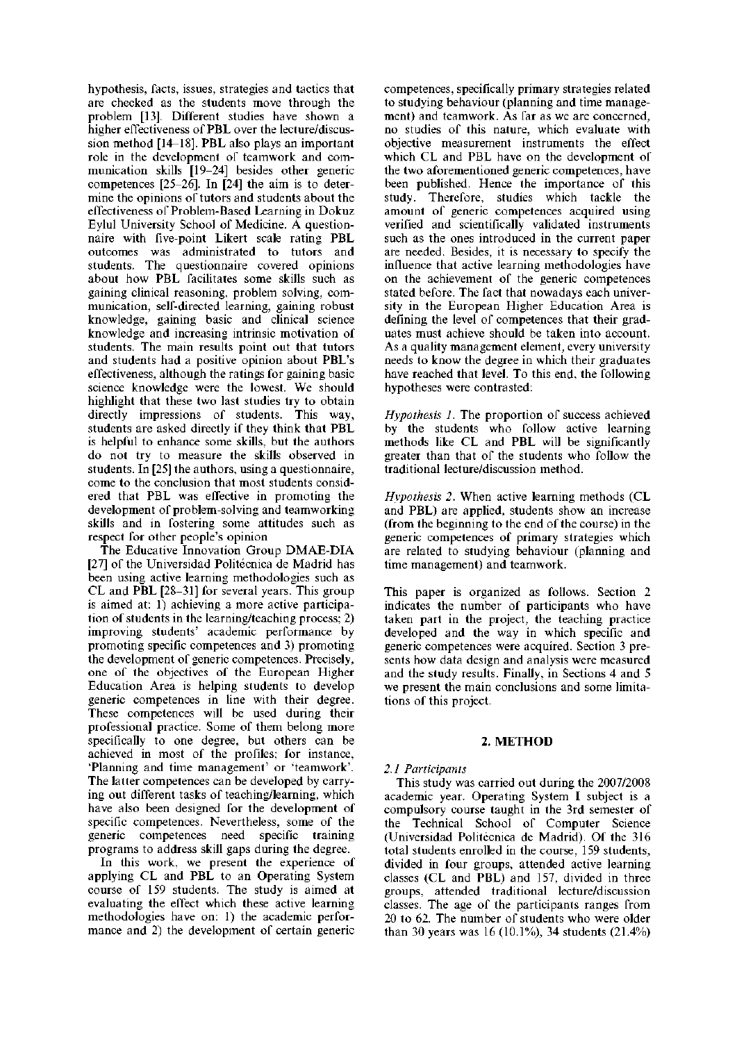hypothesis, facts, issues, strategies and tactics that are checked as the students move through the problem [13]. Different studies have shown a higher effectiveness of PBL over the lecture/discussion method [14–18]. PBL also plays an important role in the development of teamwork and communication skills [19–24] besides other generic competences [25–26]. In [24] the aim is to determine the opinions of tutors and students about the effectiveness of Problem-Based Learning in Dokuz Eylul University School of Medicine. A questionnaire with five-point Likert scale rating PBL outcomes was administrated to tutors and students. The questionnaire covered opinions about how PBL facilitates some skills such as gaining clinical reasoning, problem solving, communication, self-directed learning, gaining robust knowledge, gaining basic and clinical science knowledge and increasing intrinsic motivation of students. The main results point out that tutors and students had a positive opinion about PBL's effectiveness, although the ratings for gaining basic science knowledge were the lowest. We should highlight that these two last studies try to obtain directly impressions of students. This way, students are asked directly if they think that PBL is helpful to enhance some skills, but the authors do not try to measure the skills observed in students. In [25] the authors, using a questionnaire, come to the conclusion that most students considered that PBL was effective in promoting the development of problem-solving and teamworking skills and in fostering some attitudes such as respect for other people's opinion

The Educative Innovation Group DMAE-DIA [27] of the Universidad Politécnica de Madrid has been using active learning methodologies such as CL and PBL [28–31] for several years. This group is aimed at: 1) achieving a more active participation of students in the learning/teaching process; 2) improving students' academic performance by promoting specific competences and 3) promoting the development of generic competences. Precisely, one of the objectives of the European Higher Education Area is helping students to develop generic competences in line with their degree. These competences will be used during their professional practice. Some of them belong more specifically to one degree, but others can be achieved in most of the profiles: for instance, 'Planning and time management' or 'teamwork'. The latter competences can be developed by carrying out different tasks of teaching/learning, which have also been designed for the development of specific competences. Nevertheless, some of the generic competences need specific training programs to address skill gaps during the degree.

In this work, we present the experience of applying CL and PBL to an Operating System course of 159 students. The study is aimed at evaluating the effect which these active learning methodologies have on: 1) the academic performance and 2) the development of certain generic competences, specifically primary strategies related to studying behaviour (planning and time management) and teamwork. As far as we are concerned, no studies of this nature, which evaluate with objective measurement instruments the effect which CL and PBL have on the development of the two aforementioned generic competences, have been published. Hence the importance of this study. Therefore, studies which tackle the amount of generic competences acquired using verified and scientifically validated instruments such as the ones introduced in the current paper are needed. Besides, it is necessary to specify the influence that active learning methodologies have on the achievement of the generic competences stated before. The fact that nowadays each university in the European Higher Education Area is defining the level of competences that their graduates must achieve should be taken into account. As a quality management element, every university needs to know the degree in which their graduates have reached that level. To this end, the following hypotheses were contrasted:

*Hypothesis 1.* The proportion of success achieved by the students who follow active learning methods like CL and PBL will be significantly greater than that of the students who follow the traditional lecture/discussion method.

*Hypothesis 2.* When active learning methods (CL and PBL) are applied, students show an increase (from the beginning to the end of the course) in the generic competences of primary strategies which are related to studying behaviour (planning and time management) and teamwork.

This paper is organized as follows. Section 2 indicates the number of participants who have taken part in the project, the teaching practice developed and the way in which specific and generic competences were acquired. Section 3 presents how data design and analysis were measured and the study results. Finally, in Sections 4 and 5 we present the main conclusions and some limitations of this project.

## 2. METHOD

### *2.1 Participants*

This study was carried out during the 2007/2008 academic year. Operating System I subject is a compulsory course taught in the 3rd semester of the Technical School of Computer Science (Universidad Politécnica de Madrid). Of the 316 total students enrolled in the course, 159 students, divided in four groups, attended active learning classes (CL and PBL) and 157, divided in three groups, attended traditional lecture/discussion classes. The age of the participants ranges from 20 to 62. The number of students who were older than 30 years was 16 (10.1%), 34 students (21.4%)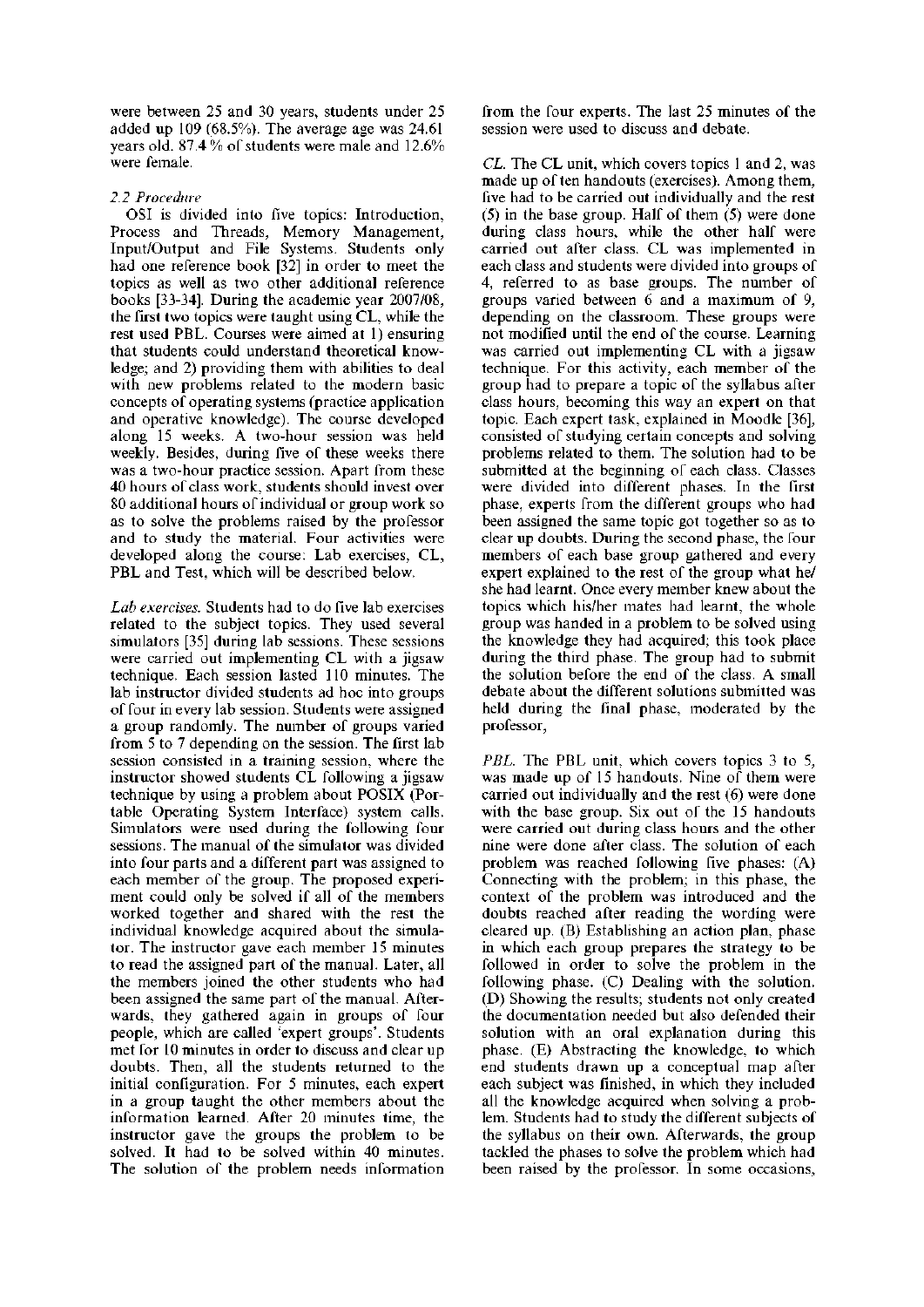were between 25 and 30 years, students under 25 added up 109 (68.5%). The average age was 24.61 years old. 87.4 % of students were male and 12.6% were female.

### *2.2 Procedure*

OSI is divided into five topics: Introduction, Process and Threads, Memory Management, Input/Output and File Systems. Students only had one reference book [32] in order to meet the topics as well as two other additional reference books [33-34]. During the academic year 2007/08, the first two topics were taught using CL, while the rest used PBL. Courses were aimed at 1) ensuring that students could understand theoretical knowledge; and 2) providing them with abilities to deal with new problems related to the modern basic concepts of operating systems (practice application and operative knowledge). The course developed along 15 weeks. A two-hour session was held weekly. Besides, during five of these weeks there was a two-hour practice session. Apart from these 40 hours of class work, students should invest over 80 additional hours of individual or group work so as to solve the problems raised by the professor and to study the material. Four activities were developed along the course: Lab exercises, CL, PBL and Test, which will be described below.

*Lab exercises.* Students had to do five lab exercises related to the subject topics. They used several simulators [35] during lab sessions. These sessions were carried out implementing CL with a jigsaw technique. Each session lasted 110 minutes. The lab instructor divided students ad hoc into groups of four in every lab session. Students were assigned a group randomly. The number of groups varied from 5 to 7 depending on the session. The first lab session consisted in a training session, where the instructor showed students CL following a jigsaw technique by using a problem about POSIX (Portable Operating System Interface) system calls. Simulators were used during the following four sessions. The manual of the simulator was divided into four parts and a different part was assigned to each member of the group. The proposed experiment could only be solved if all of the members worked together and shared with the rest the individual knowledge acquired about the simulator. The instructor gave each member 15 minutes to read the assigned part of the manual. Later, all the members joined the other students who had been assigned the same part of the manual. Afterwards, they gathered again in groups of four people, which are called 'expert groups'. Students met for 10 minutes in order to discuss and clear up doubts. Then, all the students returned to the initial configuration. For 5 minutes, each expert in a group taught the other members about the information learned. After 20 minutes time, the instructor gave the groups the problem to be solved. It had to be solved within 40 minutes. The solution of the problem needs information from the four experts. The last 25 minutes of the session were used to discuss and debate.

*CL.* The CL unit, which covers topics 1 and 2, was made up of ten handouts (exercises). Among them, five had to be carried out individually and the rest (5) in the base group. Half of them (5) were done during class hours, while the other half were carried out after class. CL was implemented in each class and students were divided into groups of 4, referred to as base groups. The number of groups varied between 6 and a maximum of 9, depending on the classroom. These groups were not modified until the end of the course. Learning was carried out implementing CL with a jigsaw technique. For this activity, each member of the group had to prepare a topic of the syllabus after class hours, becoming this way an expert on that topic. Each expert task, explained in Moodle [36], consisted of studying certain concepts and solving problems related to them. The solution had to be submitted at the beginning of each class. Classes were divided into different phases. In the first phase, experts from the different groups who had been assigned the same topic got together so as to clear up doubts. During the second phase, the four members of each base group gathered and every expert explained to the rest of the group what he/she had learnt. Once every member knew about the topics which his/her mates had learnt, the whole group was handed in a problem to be solved using the knowledge they had acquired; this took place during the third phase. The group had to submit the solution before the end of the class. A small debate about the different solutions submitted was held during the final phase, moderated by the professor,

*PBL.* The PBL unit, which covers topics 3 to 5, was made up of 15 handouts. Nine of them were carried out individually and the rest (6) were done with the base group. Six out of the 15 handouts were carried out during class hours and the other nine were done after class. The solution of each problem was reached following five phases: (A) Connecting with the problem; in this phase, the context of the problem was introduced and the doubts reached after reading the wording were cleared up. (B) Establishing an action plan, phase in which each group prepares the strategy to be followed in order to solve the problem in the following phase. (C) Dealing with the solution. (D) Showing the results; students not only created the documentation needed but also defended their solution with an oral explanation during this phase. (E) Abstracting the knowledge, to which end students drawn up a conceptual map after each subject was finished, in which they included all the knowledge acquired when solving a problem. Students had to study the different subjects of the syllabus on their own. Afterwards, the group tackled the phases to solve the problem which had been raised by the professor. In some occasions,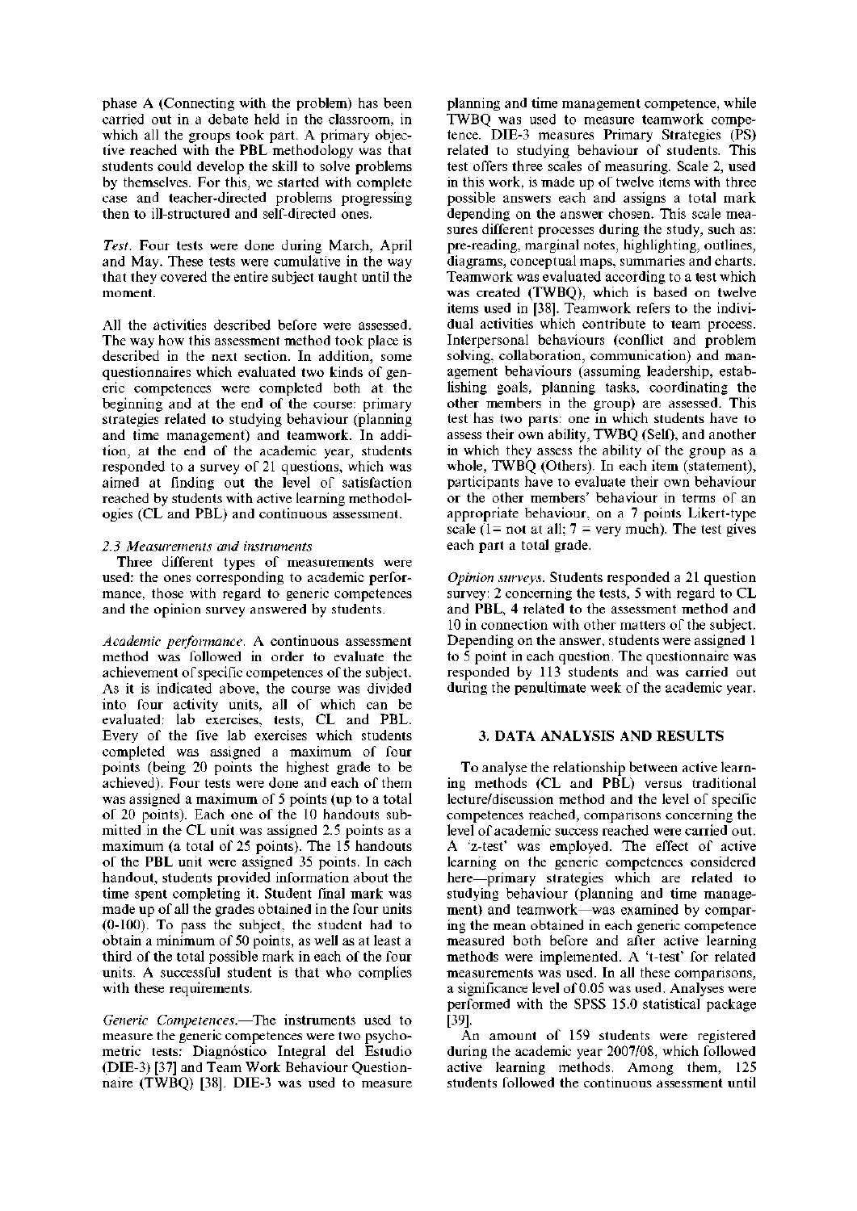phase A (Connecting with the problem) has been carried out in a debate held in the classroom, in which all the groups took part. A primary objective reached with the PBL methodology was that students could develop the skill to solve problems by themselves. For this, we started with complete case and teacher-directed problems progressing then to ill-structured and self-directed ones.

*Test.* Four tests were done during March, April and May. These tests were cumulative in the way that they covered the entire subject taught until the moment.

All the activities described before were assessed. The way how this assessment method took place is described in the next section. In addition, some questionnaires which evaluated two kinds of generic competences were completed both at the beginning and at the end of the course: primary strategies related to studying behaviour (planning and time management) and teamwork. In addition, at the end of the academic year, students responded to a survey of 21 questions, which was aimed at finding out the level of satisfaction reached by students with active learning methodologies (CL and PBL) and continuous assessment.

### *2.3 Measurements and instruments*

Three different types of measurements were used: the ones corresponding to academic performance, those with regard to generic competences and the opinion survey answered by students.

*Academic performance.* A continuous assessment method was followed in order to evaluate the achievement of specific competences of the subject. As it is indicated above, the course was divided into four activity units, all of which can be evaluated: lab exercises, tests, CL and PBL. Every of the five lab exercises which students completed was assigned a maximum of four points (being 20 points the highest grade to be achieved). Four tests were done and each of them was assigned a maximum of 5 points (up to a total of 20 points). Each one of the 10 handouts submitted in the CL unit was assigned 2.5 points as a maximum (a total of 25 points). The 15 handouts of the PBL unit were assigned 35 points. In each handout, students provided information about the time spent completing it. Student final mark was made up of all the grades obtained in the four units (0-100). To pass the subject, the student had to obtain a minimum of 50 points, as well as at least a third of the total possible mark in each of the four units. A successful student is that who complies with these requirements.

*Generic Competences.*—The instruments used to measure the generic competences were two psychometric tests: Diagnóstico Integral del Estudio (DIE-3) [37] and Team Work Behaviour Questionnaire (TWBQ) [38]. DIE-3 was used to measure planning and time management competence, while TWBQ was used to measure teamwork competence. DIE-3 measures Primary Strategies (PS) related to studying behaviour of students. This test offers three scales of measuring. Scale 2, used in this work, is made up of twelve items with three possible answers each and assigns a total mark depending on the answer chosen. This scale measures different processes during the study, such as: pre-reading, marginal notes, highlighting, outlines, diagrams, conceptual maps, summaries and charts. Teamwork was evaluated according to a test which was created (TWBQ), which is based on twelve items used in [38]. Teamwork refers to the individual activities which contribute to team process. Interpersonal behaviours (conflict and problem solving, collaboration, communication) and management behaviours (assuming leadership, establishing goals, planning tasks, coordinating the other members in the group) are assessed. This test has two parts: one in which students have to assess their own ability, TWBQ (Self), and another in which they assess the ability of the group as a whole, TWBQ (Others). In each item (statement), participants have to evaluate their own behaviour or the other members' behaviour in terms of an appropriate behaviour, on a 7 points Likert-type scale (1= not at all; 7 = very much). The test gives each part a total grade.

*Opinion surveys.* Students responded a 21 question survey: 2 concerning the tests, 5 with regard to CL and PBL, 4 related to the assessment method and 10 in connection with other matters of the subject. Depending on the answer, students were assigned 1 to 5 point in each question. The questionnaire was responded by 113 students and was carried out during the penultimate week of the academic year.

## 3. DATA ANALYSIS AND RESULTS

To analyse the relationship between active learning methods (CL and PBL) versus traditional lecture/discussion method and the level of specific competences reached, comparisons concerning the level of academic success reached were carried out. A 'z-test' was employed. The effect of active learning on the generic competences considered here—primary strategies which are related to studying behaviour (planning and time management) and teamwork—was examined by comparing the mean obtained in each generic competence measured both before and after active learning methods were implemented. A 't-test' for related measurements was used. In all these comparisons, a significance level of 0.05 was used. Analyses were performed with the SPSS 15.0 statistical package [39].

An amount of 159 students were registered during the academic year 2007/08, which followed active learning methods. Among them, 125 students followed the continuous assessment until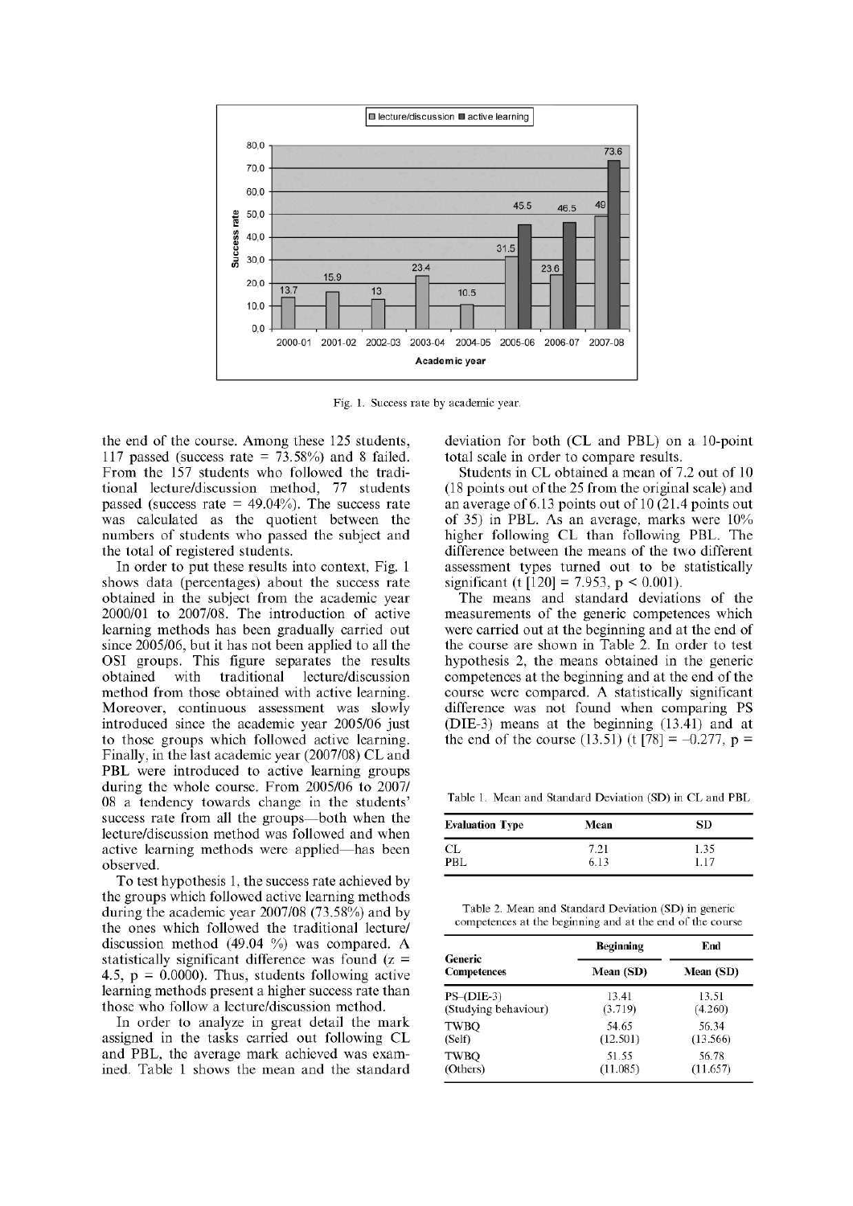Fig. 1. Success rate by academic year.

the end of the course. Among these 125 students, 117 passed (success rate = 73.58%) and 8 failed. From the 157 students who followed the traditional lecture/discussion method, 77 students passed (success rate = 49.04%). The success rate was calculated as the quotient between the numbers of students who passed the subject and the total of registered students.

In order to put these results into context, Fig. 1 shows data (percentages) about the success rate obtained in the subject from the academic year 2000/01 to 2007/08. The introduction of active learning methods has been gradually carried out since 2005/06, but it has not been applied to all the OSI groups. This figure separates the results obtained with traditional lecture/discussion method from those obtained with active learning. Moreover, continuous assessment was slowly introduced since the academic year 2005/06 just to those groups which followed active learning. Finally, in the last academic year (2007/08) CL and PBL were introduced to active learning groups during the whole course. From 2005/06 to 2007/08 a tendency towards change in the students' success rate from all the groups—both when the lecture/discussion method was followed and when active learning methods were applied—has been observed.

To test hypothesis 1, the success rate achieved by the groups which followed active learning methods during the academic year 2007/08 (73.58%) and by the ones which followed the traditional lecture/discussion method (49.04 %) was compared. A statistically significant difference was found ($z = 4.5$, $p = 0.0000$). Thus, students following active learning methods present a higher success rate than those who follow a lecture/discussion method.

In order to analyze in great detail the mark assigned in the tasks carried out following CL and PBL, the average mark achieved was examined. Table 1 shows the mean and the standard deviation for both (CL and PBL) on a 10-point total scale in order to compare results.

Students in CL obtained a mean of 7.2 out of 10 (18 points out of the 25 from the original scale) and an average of 6.13 points out of 10 (21.4 points out of 35) in PBL. As an average, marks were 10% higher following CL than following PBL. The difference between the means of the two different assessment types turned out to be statistically significant ($t\,[120] = 7.953$, $p < 0.001$).

The means and standard deviations of the measurements of the generic competences which were carried out at the beginning and at the end of the course are shown in Table 2. In order to test hypothesis 2, the means obtained in the generic competences at the beginning and at the end of the course were compared. A statistically significant difference was not found when comparing PS (DIE-3) means at the beginning (13.41) and at the end of the course (13.51) ($t\,[78] = -0.277$, $p =$

Table 1. Mean and Standard Deviation (SD) in CL and PBL

| Evaluation Type | Mean | SD |
|---|---|---|
| CL | 7.21 | 1.35 |
| PBL | 6.13 | 1.17 |

Table 2. Mean and Standard Deviation (SD) in generic competences at the beginning and at the end of the course

| Generic Competences | Beginning | End |
|---|---|---|
| | Mean (SD) | Mean (SD) |
| PS–(DIE-3) (Studying behaviour) | 13.41 (3.719) | 13.51 (4.260) |
| TWBQ (Self) | 54.65 (12.501) | 56.34 (13.566) |
| TWBQ (Others) | 51.55 (11.085) | 56.78 (11.657) |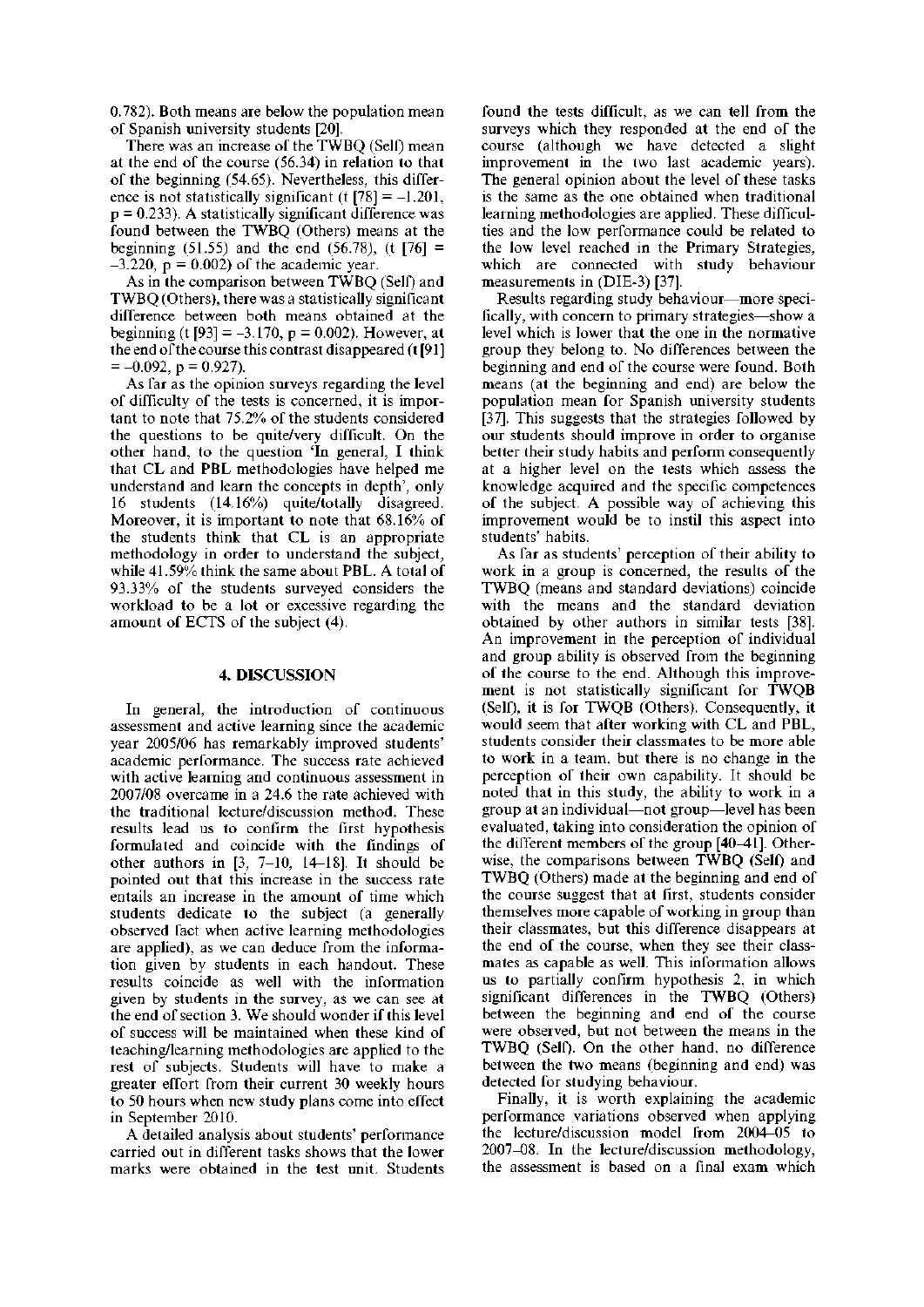0.782). Both means are below the population mean of Spanish university students [20].

There was an increase of the TWBQ (Self) mean at the end of the course (56.34) in relation to that of the beginning (54.65). Nevertheless, this difference is not statistically significant ($t\ [78] = -1.201$, $p = 0.233$). A statistically significant difference was found between the TWBQ (Others) means at the beginning (51.55) and the end (56.78), ($t\ [76] = -3.220$, $p = 0.002$) of the academic year.

As in the comparison between TWBQ (Self) and TWBQ (Others), there was a statistically significant difference between both means obtained at the beginning ($t\ [93] = -3.170$, $p = 0.002$). However, at the end of the course this contrast disappeared ($t\ [91] = -0.092$, $p = 0.927$).

As far as the opinion surveys regarding the level of difficulty of the tests is concerned, it is important to note that 75.2% of the students considered the questions to be quite/very difficult. On the other hand, to the question 'In general, I think that CL and PBL methodologies have helped me understand and learn the concepts in depth', only 16 students (14.16%) quite/totally disagreed. Moreover, it is important to note that 68.16% of the students think that CL is an appropriate methodology in order to understand the subject, while 41.59% think the same about PBL. A total of 93.33% of the students surveyed considers the workload to be a lot or excessive regarding the amount of ECTS of the subject (4).

## 4. DISCUSSION

In general, the introduction of continuous assessment and active learning since the academic year 2005/06 has remarkably improved students' academic performance. The success rate achieved with active learning and continuous assessment in 2007/08 overcame in a 24.6 the rate achieved with the traditional lecture/discussion method. These results lead us to confirm the first hypothesis formulated and coincide with the findings of other authors in [3, 7–10, 14–18]. It should be pointed out that this increase in the success rate entails an increase in the amount of time which students dedicate to the subject (a generally observed fact when active learning methodologies are applied), as we can deduce from the information given by students in each handout. These results coincide as well with the information given by students in the survey, as we can see at the end of section 3. We should wonder if this level of success will be maintained when these kind of teaching/learning methodologies are applied to the rest of subjects. Students will have to make a greater effort from their current 30 weekly hours to 50 hours when new study plans come into effect in September 2010.

A detailed analysis about students' performance carried out in different tasks shows that the lower marks were obtained in the test unit. Students found the tests difficult, as we can tell from the surveys which they responded at the end of the course (although we have detected a slight improvement in the two last academic years). The general opinion about the level of these tasks is the same as the one obtained when traditional learning methodologies are applied. These difficulties and the low performance could be related to the low level reached in the Primary Strategies, which are connected with study behaviour measurements in (DIE-3) [37].

Results regarding study behaviour—more specifically, with concern to primary strategies—show a level which is lower that the one in the normative group they belong to. No differences between the beginning and end of the course were found. Both means (at the beginning and end) are below the population mean for Spanish university students [37]. This suggests that the strategies followed by our students should improve in order to organise better their study habits and perform consequently at a higher level on the tests which assess the knowledge acquired and the specific competences of the subject. A possible way of achieving this improvement would be to instil this aspect into students' habits.

As far as students' perception of their ability to work in a group is concerned, the results of the TWBQ (means and standard deviations) coincide with the means and the standard deviation obtained by other authors in similar tests [38]. An improvement in the perception of individual and group ability is observed from the beginning of the course to the end. Although this improvement is not statistically significant for TWQB (Self), it is for TWQB (Others). Consequently, it would seem that after working with CL and PBL, students consider their classmates to be more able to work in a team, but there is no change in the perception of their own capability. It should be noted that in this study, the ability to work in a group at an individual—not group—level has been evaluated, taking into consideration the opinion of the different members of the group [40–41]. Otherwise, the comparisons between TWBQ (Self) and TWBQ (Others) made at the beginning and end of the course suggest that at first, students consider themselves more capable of working in group than their classmates, but this difference disappears at the end of the course, when they see their classmates as capable as well. This information allows us to partially confirm hypothesis 2, in which significant differences in the TWBQ (Others) between the beginning and end of the course were observed, but not between the means in the TWBQ (Self). On the other hand, no difference between the two means (beginning and end) was detected for studying behaviour.

Finally, it is worth explaining the academic performance variations observed when applying the lecture/discussion model from 2004–05 to 2007–08. In the lecture/discussion methodology, the assessment is based on a final exam which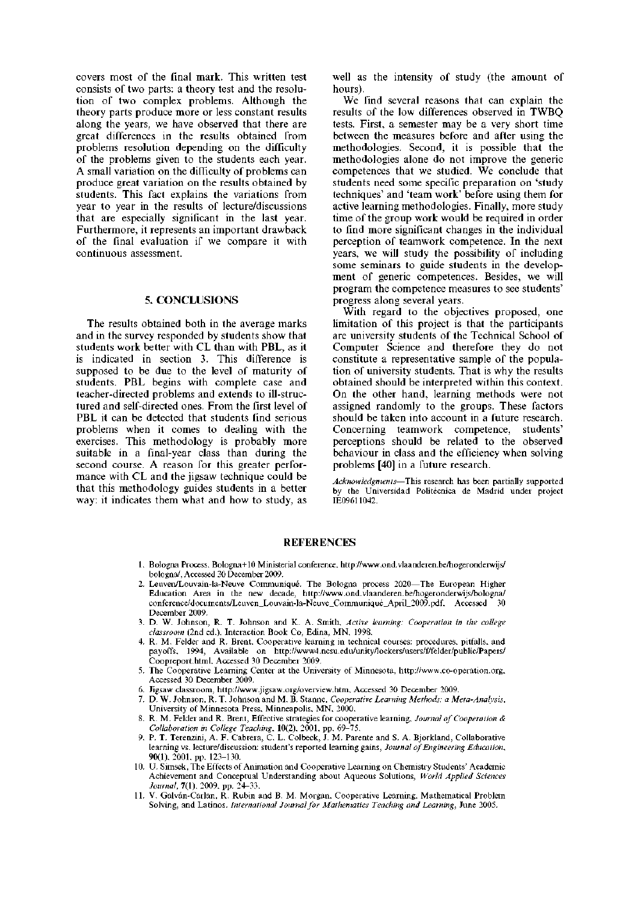covers most of the final mark. This written test consists of two parts: a theory test and the resolution of two complex problems. Although the theory parts produce more or less constant results along the years, we have observed that there are great differences in the results obtained from problems resolution depending on the difficulty of the problems given to the students each year. A small variation on the difficulty of problems can produce great variation on the results obtained by students. This fact explains the variations from year to year in the results of lecture/discussions that are especially significant in the last year. Furthermore, it represents an important drawback of the final evaluation if we compare it with continuous assessment.

## 5. CONCLUSIONS

The results obtained both in the average marks and in the survey responded by students show that students work better with CL than with PBL, as it is indicated in section 3. This difference is supposed to be due to the level of maturity of students. PBL begins with complete case and teacher-directed problems and extends to ill-structured and self-directed ones. From the first level of PBL it can be detected that students find serious problems when it comes to dealing with the exercises. This methodology is probably more suitable in a final-year class than during the second course. A reason for this greater performance with CL and the jigsaw technique could be that this methodology guides students in a better way: it indicates them what and how to study, as well as the intensity of study (the amount of hours).

We find several reasons that can explain the results of the low differences observed in TWBQ tests. First, a semester may be a very short time between the measures before and after using the methodologies. Second, it is possible that the methodologies alone do not improve the generic competences that we studied. We conclude that students need some specific preparation on 'study techniques' and 'team work' before using them for active learning methodologies. Finally, more study time of the group work would be required in order to find more significant changes in the individual perception of teamwork competence. In the next years, we will study the possibility of including some seminars to guide students in the development of generic competences. Besides, we will program the competence measures to see students' progress along several years.

With regard to the objectives proposed, one limitation of this project is that the participants are university students of the Technical School of Computer Science and therefore they do not constitute a representative sample of the population of university students. That is why the results obtained should be interpreted within this context. On the other hand, learning methods were not assigned randomly to the groups. These factors should be taken into account in a future research. Concerning teamwork competence, students' perceptions should be related to the observed behaviour in class and the efficiency when solving problems [40] in a future research.

*Acknowledgments*—This research has been partially supported by the Universidad Politécnica de Madrid under project IE09611042.

## REFERENCES

1. Bologna Process. Bologna+10 Ministerial conference. http://www.ond.vlaanderen.be/hogeronderwijs/bologna/, Accessed 30 December 2009.
2. Leuven/Louvain-la-Neuve Communiqué. The Bologna process 2020—The European Higher Education Area in the new decade, http://www.ond.vlaanderen.be/hogeronderwijs/bologna/conference/documents/Leuven_Louvain-la-Neuve_Communiqué_April_2009.pdf. Accessed 30 December 2009.
3. D. W. Johnson, R. T. Johnson and K. A. Smith, *Active learning: Cooperation in the college classroom* (2nd ed.). Interaction Book Co, Edina, MN, 1998.
4. R. M. Felder and R. Brent, Cooperative learning in technical courses: procedures, pitfalls, and payoffs, 1994, Available on http://www4.ncsu.edu/unity/lockers/users/f/felder/public/Papers/Coopreport.html. Accessed 30 December 2009.
5. The Cooperative Learning Center at the University of Minnesota, http://www.co-operation.org. Accessed 30 December 2009.
6. Jigsaw classroom, http://www.jigsaw.org/overview.htm, Accessed 30 December 2009.
7. D. W. Johnson, R. T. Johnson and M. B. Stanne, *Cooperative Learning Methods: a Meta-Analysis*, University of Minnesota Press, Minneapolis, MN, 2000.
8. R. M. Felder and R. Brent, Effective strategies for cooperative learning, *Journal of Cooperation & Collaboration in College Teaching*, **10**(2), 2001, pp. 69–75.
9. P. T. Terenzini, A. F. Cabrera, C. L. Colbeck, J. M. Parente and S. A. Bjorkland, Collaborative learning vs. lecture/discussion: student's reported learning gains, *Journal of Engineering Education*, **90**(1), 2001, pp. 123–130.
10. U. Simsek, The Effects of Animation and Cooperative Learning on Chemistry Students' Academic Achievement and Conceptual Understanding about Aqueous Solutions, *World Applied Sciences Journal*, **7**(1), 2009, pp. 24–33.
11. V. Galván-Carlan, R. Rubin and B. M. Morgan, Cooperative Learning, Mathematical Problem Solving, and Latinos. *International Journal for Mathematics Teaching and Learning*, June 2005.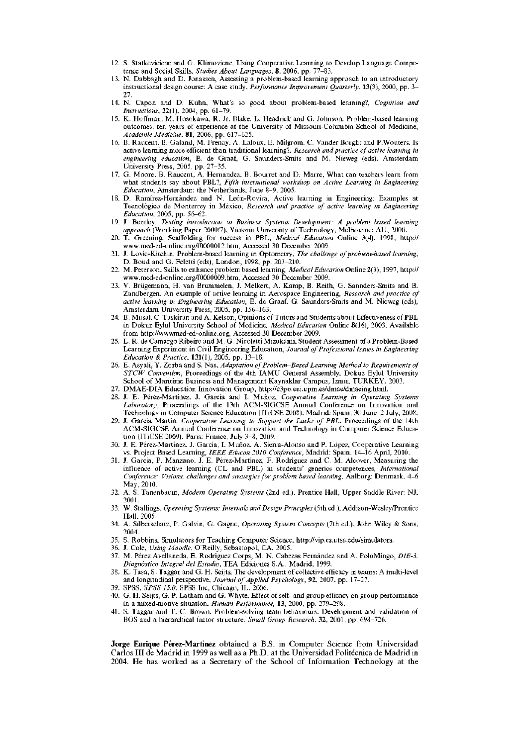12. S. Statkeviciene and G. Klimoviene, Using Cooperative Learning to Develop Language Competence and Social Skills, *Studies About Languages*, **8**, 2006, pp. 77–83.
13. N. Dabbagh and D. Jonassen, Assessing a problem-based learning approach to an introductory instructional design course: A case study, *Performance Improvement Quarterly*, **13**(3), 2000, pp. 3–27.
14. N. Capon and D. Kuhn, What's so good about problem-based learning?, *Cognition and Instructions*, **22**(1), 2004, pp. 61–79.
15. K. Hoffman, M. Hosokawa, R. Jr. Blake, L. Headrick and G. Johnson, Problem-based learning outcomes: ten years of experience at the University of Missouri-Columbia School of Medicine, *Academic Medicine*, **81**, 2006, pp. 617–625.
16. B. Raucent, B. Galand, M. Frenay, A. Laloux, E. Milgrom, C. Vander Borght and P.Wouters, Is active learning more efficient than traditional learning?, *Research and practice of active learning in engineering education*, E. de Graaf, G. Saunders-Smits and M. Nieweg (eds), Amsterdam University Press, 2005, pp. 27–35.
17. G. Moore, B. Raucent, A. Hernandez, B. Bourret and D. Marre, What can teachers learn from what students say about PBL?, *Fifth international workshop on Active Learning in Engineering Education*, Amsterdam: the Netherlands, June 8–9, 2005.
18. D. Ramírez-Hernández and N. León-Rovira, Active learning in Engineering: Examples at Tecnológico de Monterrey in México, *Research and practice of active learning in Engineering Education*, 2005, pp. 56–62.
19. J. Bentley, *Testing introduction to Business Systems Development: A problem based learning approach* (Working Paper 2000/7), Victoria University of Technology, Melbourne: AU, 2000.
20. T. Greening, Scaffolding for success in PBL, *Medical Education* Online **3**(4), 1998, http://www.med-ed-online.org/f0000012.htm, Accessed 30 December 2009.
21. J. Lovie-Kitchin, Problem-based learning in Optometry, *The challenge of problem-based learning*, D. Boud and G. Feletti (eds), London, 1998, pp. 203–210.
22. M. Peterson, Skills to enhance problem based learning, *Medical Education* Online **2**(3), 1997, http://www.med-ed-online.org/f0000009.htm, Accessed 30 December 2009.
23. V. Brügemann, H. van Brummelen, J. Melkert, A. Kamp, B. Reith, G. Saunders-Smits and B. Zandbergen, An example of active learning in Aerospace Engineering, *Research and practice of active learning in Engineering Education*, E. de Graaf, G. Saunders-Smits and M. Nieweg (eds), Amsterdam University Press, 2005, pp. 156–163.
24. B. Musal, C. Taskiran and A. Kelson, Opinions of Tutors and Students about Effectiveness of PBL in Dokuz Eylul University School of Medicine, *Medical Education* Online **8**(16), 2003. Available from http://wwwmed-ed-online.org, Accessed 30 December 2009.
25. L. R. de Camargo Ribeiro and M. G. Nicoletti Mizukami, Student Assessment of a Problem-Based Learning Experiment in Civil Engineering Education, *Journal of Professional Issues in Engineering Education & Practice*, **131**(1), 2005, pp. 13–18.
26. E. Asyali, Y. Zorba and S. Nas, *Adaptation of Problem-Based Learning Method to Requirements of STCW Convention*, Proceedings of the 4th IAMU General Assembly, Dokuz Eylul University School of Maritime Business and Management Kaynaklar Campus, Izmir, TURKEY, 2003.
27. DMAE-DIA Education Innovation Group, http://c3po.eui.upm.es/dmae/dmaeing.html.
28. J. E. Pérez-Martínez, J. García and I. Muñoz, *Cooperative Learning in Operating Systems Laboratory*, Proceedings of the 13th ACM-SIGCSE Annual Conference on Innovation and Technology in Computer Science Education (ITiCSE 2008), Madrid: Spain, 30 June–2 July, 2008.
29. J. García Martín, *Cooperative Learning to Support the Lacks of PBL*, Proceedings of the 14th ACM-SIGCSE Annual Conference on Innovation and Technology in Computer Science Education (ITiCSE 2009), Paris: France, July 3–8, 2009.
30. J. E. Pérez-Martínez, J. García, I. Muñoz, A. Sierra-Alonso and P. López, Cooperative Learning vs. Project Based Learning, *IEEE Educon 2010 Conference*, Madrid: Spain, 14–16 April, 2010.
31. J. García, P. Manzano, J. E. Pérez-Martínez, F. Rodríguez and C. M. Alcover, Measuring the influence of active learning (CL and PBL) in students' generics competences, *International Conference: Visions, challenges and strategies for problem based learning*, Aalborg: Denmark, 4–6 May, 2010.
32. A. S. Tanenbaum, *Modern Operating Systems* (2nd ed.). Prentice Hall, Upper Saddle River: NJ, 2001.
33. W. Stallings, *Operating Systems: Internals and Design Principles* (5th ed.). Addison-Wesley/Prentice Hall, 2005.
34. A. Silberschatz, P. Galvin, G. Gagne, *Operating System Concepts* (7th ed.). John Wiley & Sons, 2004.
35. S. Robbins, Simulators for Teaching Computer Science, http://vip.cs.utsa.edu/simulators.
36. J. Cole, *Using Moodle*, O'Reilly, Sebastopol, CA, 2005.
37. M. Pérez Avellaneda, E. Rodríguez Corps, M. N. Cabezas Fernández and A. PoloMingo, *DIE-3. Diagnóstico Integral del Estudio*, TEA Ediciones S.A., Madrid, 1999.
38. K. Tasa, S. Taggar and G. H. Seijts, The development of collective efficacy in teams: A multi-level and longitudinal perspective, *Journal of Applied Psychology*, **92**, 2007, pp. 17–27.
39. SPSS, *SPSS 15.0*, SPSS Inc, Chicago, IL, 2006.
40. G. H. Seijts, G. P. Latham and G. Whyte, Effect of self- and group efficacy on group performance in a mixed-motive situation, *Human Performance*, **13**, 2000, pp. 279–298.
41. S. Taggar and T. C. Brown, Problem-solving team behaviours: Development and validation of BOS and a hierarchical factor structure, *Small Group Research*, **32**, 2001, pp. 698–726.

**Jorge Enrique Pérez-Martínez** obtained a B.S. in Computer Science from Universidad Carlos III de Madrid in 1999 as well as a Ph.D. at the Universidad Politécnica de Madrid in 2004. He has worked as a Secretary of the School of Information Technology at the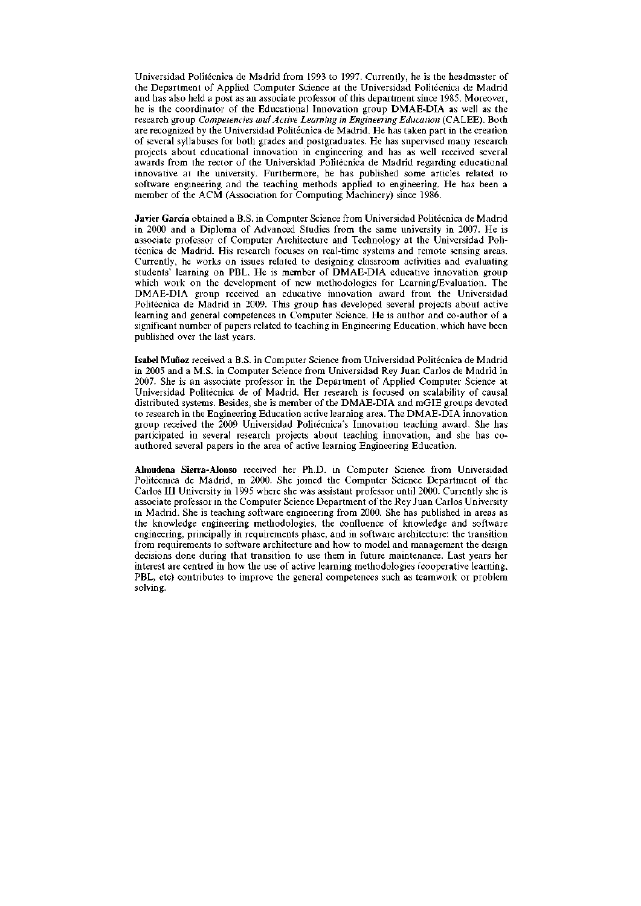Universidad Politécnica de Madrid from 1993 to 1997. Currently, he is the headmaster of the Department of Applied Computer Science at the Universidad Politécnica de Madrid and has also held a post as an associate professor of this department since 1985. Moreover, he is the coordinator of the Educational Innovation group **DMAE-DIA** as well as the research group *Competencies and Active Learning in Engineering Education* (CALEE). Both are recognized by the Universidad Politécnica de Madrid. He has taken part in the creation of several syllabuses for both grades and postgraduates. He has supervised many research projects about educational innovation in engineering and has as well received several awards from the rector of the Universidad Politécnica de Madrid regarding educational innovative at the university. Furthermore, he has published some articles related to software engineering and the teaching methods applied to engineering. He has been a member of the ACM (Association for Computing Machinery) since 1986.

**Javier García** obtained a B.S. in Computer Science from Universidad Politécnica de Madrid in 2000 and a Diploma of Advanced Studies from the same university in 2007. He is associate professor of Computer Architecture and Technology at the Universidad Politécnica de Madrid. His research focuses on real-time systems and remote sensing areas. Currently, he works on issues related to designing classroom activities and evaluating students' learning on PBL. He is member of DMAE-DIA educative innovation group which work on the development of new methodologies for Learning/Evaluation. The DMAE-DIA group received an educative innovation award from the Universidad Politécnica de Madrid in 2009. This group has developed several projects about active learning and general competences in Computer Science. He is author and co-author of a significant number of papers related to teaching in Engineering Education, which have been published over the last years.

**Isabel Muñoz** received a B.S. in Computer Science from Universidad Politécnica de Madrid in 2005 and a M.S. in Computer Science from Universidad Rey Juan Carlos de Madrid in 2007. She is an associate professor in the Department of Applied Computer Science at Universidad Politécnica de of Madrid. Her research is focused on scalability of causal distributed systems. Besides, she is member of the DMAE-DIA and mGIE groups devoted to research in the Engineering Education active learning area. The DMAE-DIA innovation group received the 2009 Universidad Politécnica's Innovation teaching award. She has participated in several research projects about teaching innovation, and she has co-authored several papers in the area of active learning Engineering Education.

**Almudena Sierra-Alonso** received her Ph.D. in Computer Science from Universidad Politécnica de Madrid, in 2000. She joined the Computer Science Department of the Carlos III University in 1995 where she was assistant professor until 2000. Currently she is associate professor in the Computer Science Department of the Rey Juan Carlos University in Madrid. She is teaching software engineering from 2000. She has published in areas as the knowledge engineering methodologies, the confluence of knowledge and software engineering, principally in requirements phase, and in software architecture: the transition from requirements to software architecture and how to model and management the design decisions done during that transition to use them in future maintenance. Last years her interest are centred in how the use of active learning methodologies (cooperative learning, PBL, etc) contributes to improve the general competences such as teamwork or problem solving.